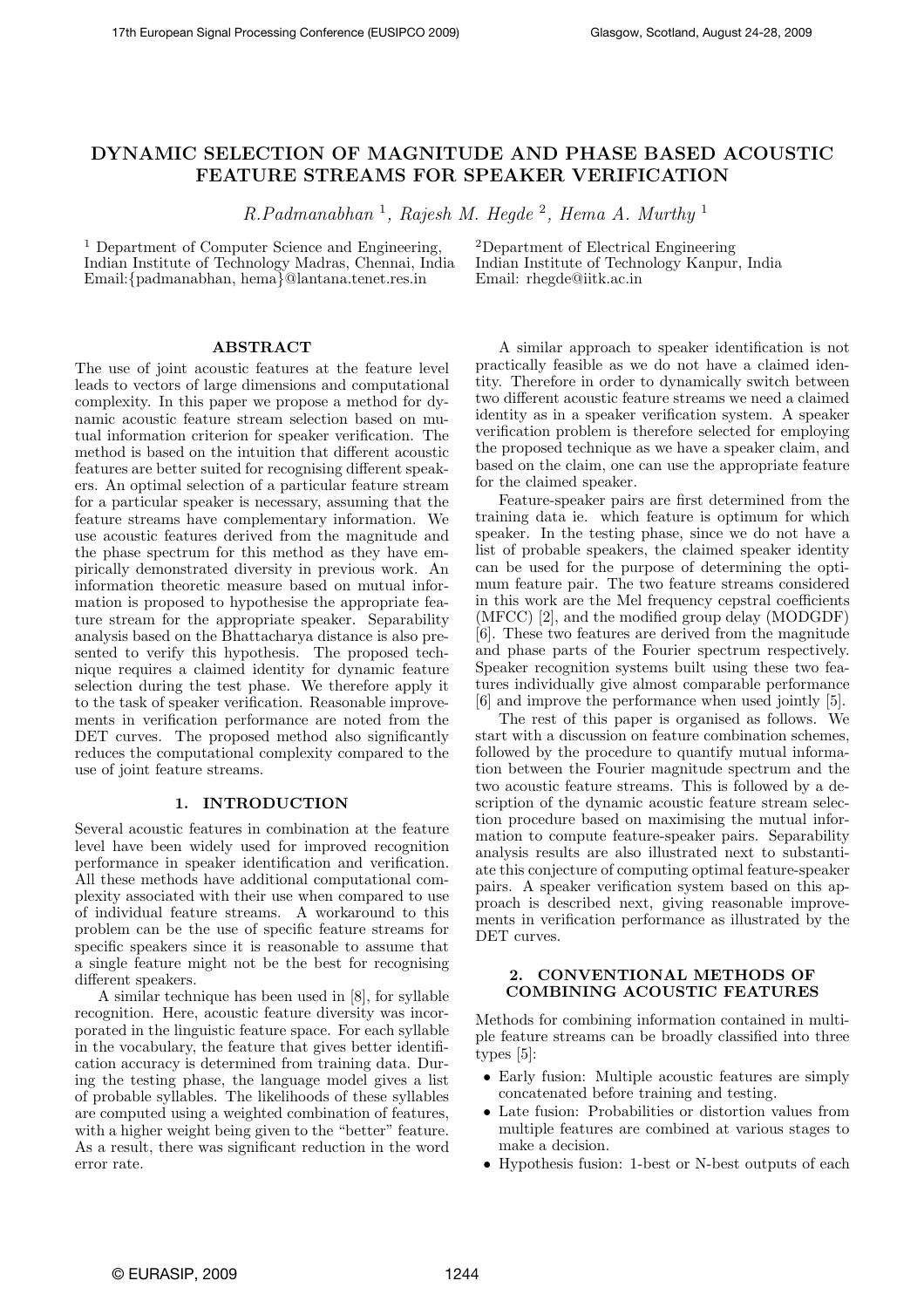# DYNAMIC SELECTION OF MAGNITUDE AND PHASE BASED ACOUSTIC FEATURE STREAMS FOR SPEAKER VERIFICATION

*R.Padmanabhan* [1], *Rajesh M. Hegde* [2], *Hema A. Murthy* [1]

[1] Department of Computer Science and Engineering, Indian Institute of Technology Madras, Chennai, India
Email:{padmanabhan, hema}@lantana.tenet.res.in

[2]Department of Electrical Engineering
Indian Institute of Technology Kanpur, India
Email: rhegde@iitk.ac.in

## ABSTRACT

The use of joint acoustic features at the feature level leads to vectors of large dimensions and computational complexity. In this paper we propose a method for dynamic acoustic feature stream selection based on mutual information criterion for speaker verification. The method is based on the intuition that different acoustic features are better suited for recognising different speakers. An optimal selection of a particular feature stream for a particular speaker is necessary, assuming that the feature streams have complementary information. We use acoustic features derived from the magnitude and the phase spectrum for this method as they have empirically demonstrated diversity in previous work. An information theoretic measure based on mutual information is proposed to hypothesise the appropriate feature stream for the appropriate speaker. Separability analysis based on the Bhattacharya distance is also presented to verify this hypothesis. The proposed technique requires a claimed identity for dynamic feature selection during the test phase. We therefore apply it to the task of speaker verification. Reasonable improvements in verification performance are noted from the DET curves. The proposed method also significantly reduces the computational complexity compared to the use of joint feature streams.

## 1. INTRODUCTION

Several acoustic features in combination at the feature level have been widely used for improved recognition performance in speaker identification and verification. All these methods have additional computational complexity associated with their use when compared to use of individual feature streams. A workaround to this problem can be the use of specific feature streams for specific speakers since it is reasonable to assume that a single feature might not be the best for recognising different speakers.

A similar technique has been used in [8], for syllable recognition. Here, acoustic feature diversity was incorporated in the linguistic feature space. For each syllable in the vocabulary, the feature that gives better identification accuracy is determined from training data. During the testing phase, the language model gives a list of probable syllables. The likelihoods of these syllables are computed using a weighted combination of features, with a higher weight being given to the "better" feature. As a result, there was significant reduction in the word error rate.

A similar approach to speaker identification is not practically feasible as we do not have a claimed identity. Therefore in order to dynamically switch between two different acoustic feature streams we need a claimed identity as in a speaker verification system. A speaker verification problem is therefore selected for employing the proposed technique as we have a speaker claim, and based on the claim, one can use the appropriate feature for the claimed speaker.

Feature-speaker pairs are first determined from the training data ie. which feature is optimum for which speaker. In the testing phase, since we do not have a list of probable speakers, the claimed speaker identity can be used for the purpose of determining the optimum feature pair. The two feature streams considered in this work are the Mel frequency cepstral coefficients (MFCC) [2], and the modified group delay (MODGDF) [6]. These two features are derived from the magnitude and phase parts of the Fourier spectrum respectively. Speaker recognition systems built using these two features individually give almost comparable performance [6] and improve the performance when used jointly [5].

The rest of this paper is organised as follows. We start with a discussion on feature combination schemes, followed by the procedure to quantify mutual information between the Fourier magnitude spectrum and the two acoustic feature streams. This is followed by a description of the dynamic acoustic feature stream selection procedure based on maximising the mutual information to compute feature-speaker pairs. Separability analysis results are also illustrated next to substantiate this conjecture of computing optimal feature-speaker pairs. A speaker verification system based on this approach is described next, giving reasonable improvements in verification performance as illustrated by the DET curves.

## 2. CONVENTIONAL METHODS OF COMBINING ACOUSTIC FEATURES

Methods for combining information contained in multiple feature streams can be broadly classified into three types [5]:

- Early fusion: Multiple acoustic features are simply concatenated before training and testing.
- Late fusion: Probabilities or distortion values from multiple features are combined at various stages to make a decision.
- Hypothesis fusion: 1-best or N-best outputs of each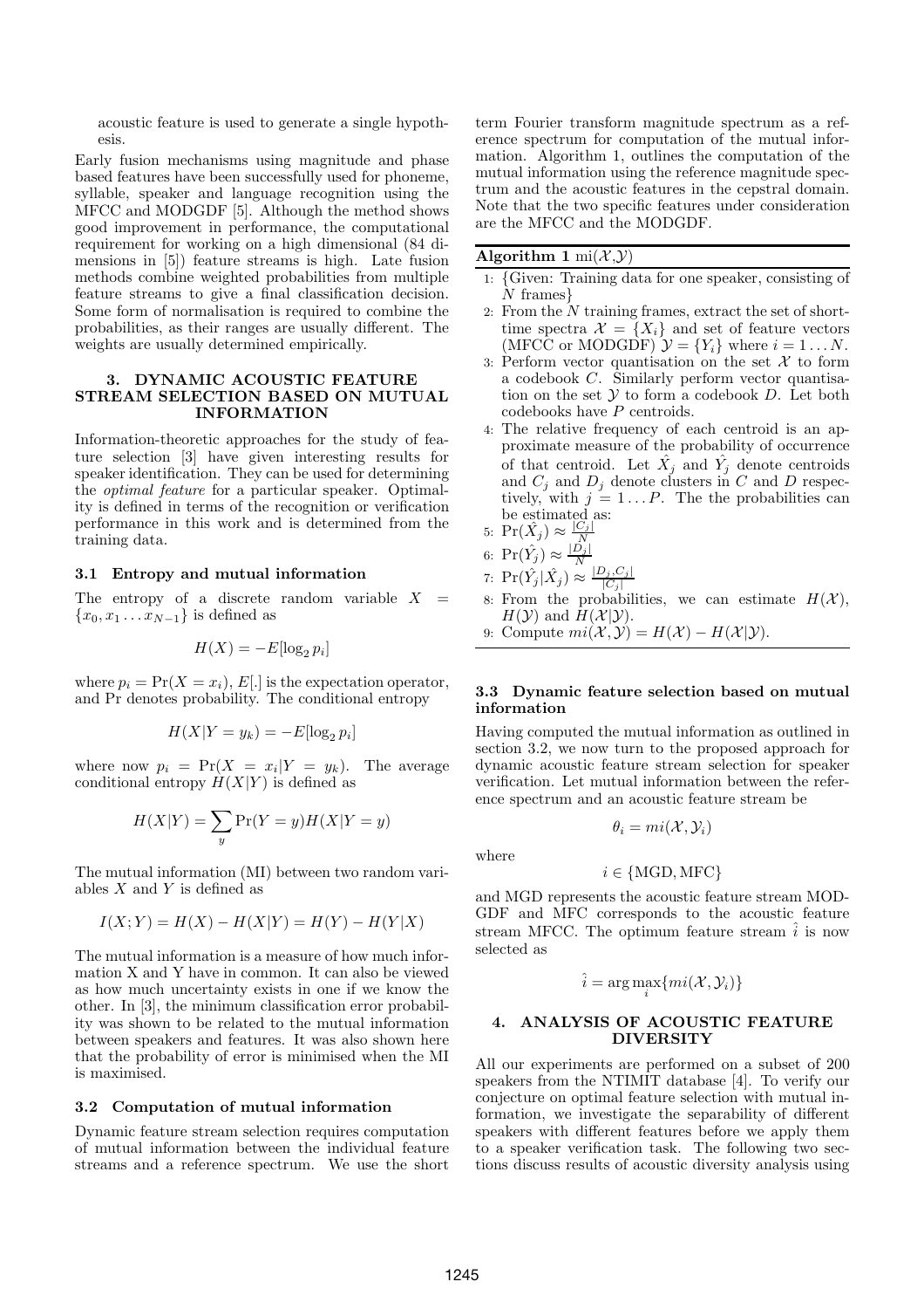acoustic feature is used to generate a single hypothesis.

Early fusion mechanisms using magnitude and phase based features have been successfully used for phoneme, syllable, speaker and language recognition using the MFCC and MODGDF [5]. Although the method shows good improvement in performance, the computational requirement for working on a high dimensional (84 dimensions in [5]) feature streams is high. Late fusion methods combine weighted probabilities from multiple feature streams to give a final classification decision. Some form of normalisation is required to combine the probabilities, as their ranges are usually different. The weights are usually determined empirically.

## 3. DYNAMIC ACOUSTIC FEATURE STREAM SELECTION BASED ON MUTUAL INFORMATION

Information-theoretic approaches for the study of feature selection [3] have given interesting results for speaker identification. They can be used for determining the *optimal feature* for a particular speaker. Optimality is defined in terms of the recognition or verification performance in this work and is determined from the training data.

### 3.1 Entropy and mutual information

The entropy of a discrete random variable $X = \{x_0, x_1 \ldots x_{N-1}\}$ is defined as

$$H(X) = -E[\log_2 p_i]$$

where $p_i = \Pr(X = x_i)$, $E[.]$ is the expectation operator, and Pr denotes probability. The conditional entropy

$$H(X|Y = y_k) = -E[\log_2 p_i]$$

where now $p_i = \Pr(X = x_i|Y = y_k)$. The average conditional entropy $H(X|Y)$ is defined as

$$H(X|Y) = \sum_y \Pr(Y = y) H(X|Y = y)$$

The mutual information (MI) between two random variables $X$ and $Y$ is defined as

$$I(X;Y) = H(X) - H(X|Y) = H(Y) - H(Y|X)$$

The mutual information is a measure of how much information X and Y have in common. It can also be viewed as how much uncertainty exists in one if we know the other. In [3], the minimum classification error probability was shown to be related to the mutual information between speakers and features. It was also shown here that the probability of error is minimised when the MI is maximised.

### 3.2 Computation of mutual information

Dynamic feature stream selection requires computation of mutual information between the individual feature streams and a reference spectrum. We use the short term Fourier transform magnitude spectrum as a reference spectrum for computation of the mutual information. Algorithm 1, outlines the computation of the mutual information using the reference magnitude spectrum and the acoustic features in the cepstral domain. Note that the two specific features under consideration are the MFCC and the MODGDF.

**Algorithm 1** $\mathrm{mi}(\mathcal{X},\mathcal{Y})$

1: {Given: Training data for one speaker, consisting of $N$ frames}
2: From the $N$ training frames, extract the set of short-time spectra $\mathcal{X} = \{X_i\}$ and set of feature vectors (MFCC or MODGDF) $\mathcal{Y} = \{Y_i\}$ where $i = 1 \ldots N$.
3: Perform vector quantisation on the set $\mathcal{X}$ to form a codebook $C$. Similarly perform vector quantisation on the set $\mathcal{Y}$ to form a codebook $D$. Let both codebooks have $P$ centroids.
4: The relative frequency of each centroid is an approximate measure of the probability of occurrence of that centroid. Let $\hat{X}_j$ and $\hat{Y}_j$ denote centroids and $C_j$ and $D_j$ denote clusters in $C$ and $D$ respectively, with $j = 1 \ldots P$. The the probabilities can be estimated as:
5: $\Pr(\hat{X}_j) \approx \frac{|C_j|}{N}$
6: $\Pr(\hat{Y}_j) \approx \frac{|D_j|}{N}$
7: $\Pr(\hat{Y}_j|\hat{X}_j) \approx \frac{|D_j, C_j|}{|C_j|}$
8: From the probabilities, we can estimate $H(\mathcal{X})$, $H(\mathcal{Y})$ and $H(\mathcal{X}|\mathcal{Y})$.
9: Compute $mi(\mathcal{X},\mathcal{Y}) = H(\mathcal{X}) - H(\mathcal{X}|\mathcal{Y})$.

### 3.3 Dynamic feature selection based on mutual information

Having computed the mutual information as outlined in section 3.2, we now turn to the proposed approach for dynamic acoustic feature stream selection for speaker verification. Let mutual information between the reference spectrum and an acoustic feature stream be

$$\theta_i = mi(\mathcal{X}, \mathcal{Y}_i)$$

where

$$i \in \{\mathrm{MGD}, \mathrm{MFC}\}$$

and MGD represents the acoustic feature stream MODGDF and MFC corresponds to the acoustic feature stream MFCC. The optimum feature stream $\hat{i}$ is now selected as

$$\hat{i} = \arg\max_i \{mi(\mathcal{X}, \mathcal{Y}_i)\}$$

## 4. ANALYSIS OF ACOUSTIC FEATURE DIVERSITY

All our experiments are performed on a subset of 200 speakers from the NTIMIT database [4]. To verify our conjecture on optimal feature selection with mutual information, we investigate the separability of different speakers with different features before we apply them to a speaker verification task. The following two sections discuss results of acoustic diversity analysis using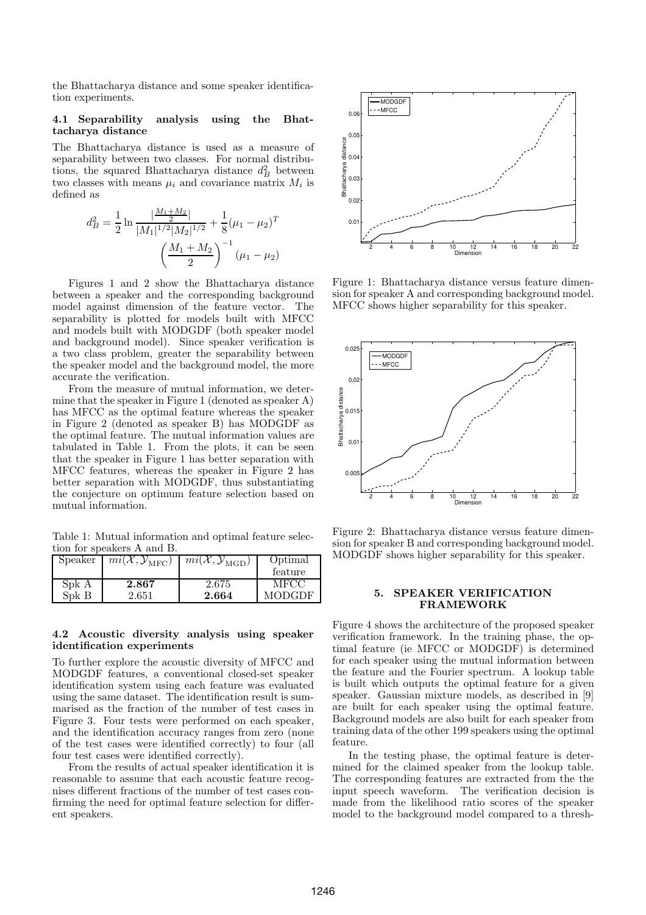the Bhattacharya distance and some speaker identification experiments.

### 4.1 Separability analysis using the Bhattacharya distance

The Bhattacharya distance is used as a measure of separability between two classes. For normal distributions, the squared Bhattacharya distance $d_B^2$ between two classes with means $\mu_i$ and covariance matrix $M_i$ is defined as

$$d_B^2 = \frac{1}{2} \ln \frac{|\frac{M_1+M_2}{2}|}{|M_1|^{1/2}|M_2|^{1/2}} + \frac{1}{8}(\mu_1 - \mu_2)^T \left(\frac{M_1 + M_2}{2}\right)^{-1} (\mu_1 - \mu_2)$$

Figures 1 and 2 show the Bhattacharya distance between a speaker and the corresponding background model against dimension of the feature vector. The separability is plotted for models built with MFCC and models built with MODGDF (both speaker model and background model). Since speaker verification is a two class problem, greater the separability between the speaker model and the background model, the more accurate the verification.

From the measure of mutual information, we determine that the speaker in Figure 1 (denoted as speaker A) has MFCC as the optimal feature whereas the speaker in Figure 2 (denoted as speaker B) has MODGDF as the optimal feature. The mutual information values are tabulated in Table 1. From the plots, it can be seen that the speaker in Figure 1 has better separation with MFCC features, whereas the speaker in Figure 2 has better separation with MODGDF, thus substantiating the conjecture on optimum feature selection based on mutual information.

Table 1: Mutual information and optimal feature selection for speakers A and B.

| Speaker | $mi(\mathcal{X}, \mathcal{Y}_{\text{MFC}})$ | $mi(\mathcal{X}, \mathcal{Y}_{\text{MGD}})$ | Optimal feature |
|---|---|---|---|
| Spk A | **2.867** | 2.675 | MFCC |
| Spk B | 2.651 | **2.664** | MODGDF |

### 4.2 Acoustic diversity analysis using speaker identification experiments

To further explore the acoustic diversity of MFCC and MODGDF features, a conventional closed-set speaker identification system using each feature was evaluated using the same dataset. The identification result is summarised as the fraction of the number of test cases in Figure 3. Four tests were performed on each speaker, and the identification accuracy ranges from zero (none of the test cases were identified correctly) to four (all four test cases were identified correctly).

From the results of actual speaker identification it is reasonable to assume that each acoustic feature recognises different fractions of the number of test cases confirming the need for optimal feature selection for different speakers.

Figure 1: Bhattacharya distance versus feature dimension for speaker A and corresponding background model. MFCC shows higher separability for this speaker.

Figure 2: Bhattacharya distance versus feature dimension for speaker B and corresponding background model. MODGDF shows higher separability for this speaker.

## 5. SPEAKER VERIFICATION FRAMEWORK

Figure 4 shows the architecture of the proposed speaker verification framework. In the training phase, the optimal feature (ie MFCC or MODGDF) is determined for each speaker using the mutual information between the feature and the Fourier spectrum. A lookup table is built which outputs the optimal feature for a given speaker. Gaussian mixture models, as described in [9] are built for each speaker using the optimal feature. Background models are also built for each speaker from training data of the other 199 speakers using the optimal feature.

In the testing phase, the optimal feature is determined for the claimed speaker from the lookup table. The corresponding features are extracted from the the input speech waveform. The verification decision is made from the likelihood ratio scores of the speaker model to the background model compared to a thresh-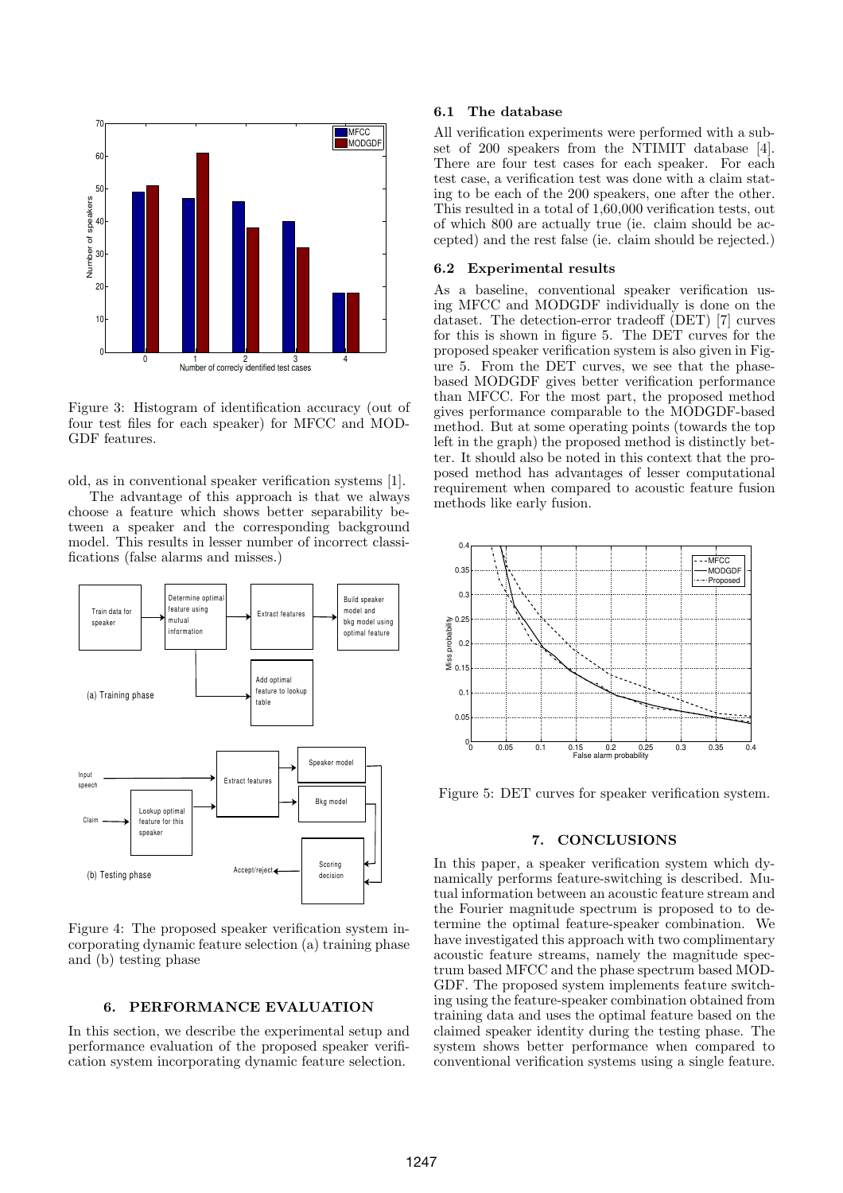Figure 3: Histogram of identification accuracy (out of four test files for each speaker) for MFCC and MODGDF features.

old, as in conventional speaker verification systems [1].

The advantage of this approach is that we always choose a feature which shows better separability between a speaker and the corresponding background model. This results in lesser number of incorrect classifications (false alarms and misses.)

Figure 4: The proposed speaker verification system incorporating dynamic feature selection (a) training phase and (b) testing phase

## 6. PERFORMANCE EVALUATION

In this section, we describe the experimental setup and performance evaluation of the proposed speaker verification system incorporating dynamic feature selection.

### 6.1 The database

All verification experiments were performed with a subset of 200 speakers from the NTIMIT database [4]. There are four test cases for each speaker. For each test case, a verification test was done with a claim stating to be each of the 200 speakers, one after the other. This resulted in a total of 1,60,000 verification tests, out of which 800 are actually true (ie. claim should be accepted) and the rest false (ie. claim should be rejected.)

### 6.2 Experimental results

As a baseline, conventional speaker verification using MFCC and MODGDF individually is done on the dataset. The detection-error tradeoff (DET) [7] curves for this is shown in figure 5. The DET curves for the proposed speaker verification system is also given in Figure 5. From the DET curves, we see that the phase-based MODGDF gives better verification performance than MFCC. For the most part, the proposed method gives performance comparable to the MODGDF-based method. But at some operating points (towards the top left in the graph) the proposed method is distinctly better. It should also be noted in this context that the proposed method has advantages of lesser computational requirement when compared to acoustic feature fusion methods like early fusion.

Figure 5: DET curves for speaker verification system.

## 7. CONCLUSIONS

In this paper, a speaker verification system which dynamically performs feature-switching is described. Mutual information between an acoustic feature stream and the Fourier magnitude spectrum is proposed to to determine the optimal feature-speaker combination. We have investigated this approach with two complimentary acoustic feature streams, namely the magnitude spectrum based MFCC and the phase spectrum based MODGDF. The proposed system implements feature switching using the feature-speaker combination obtained from training data and uses the optimal feature based on the claimed speaker identity during the testing phase. The system shows better performance when compared to conventional verification systems using a single feature.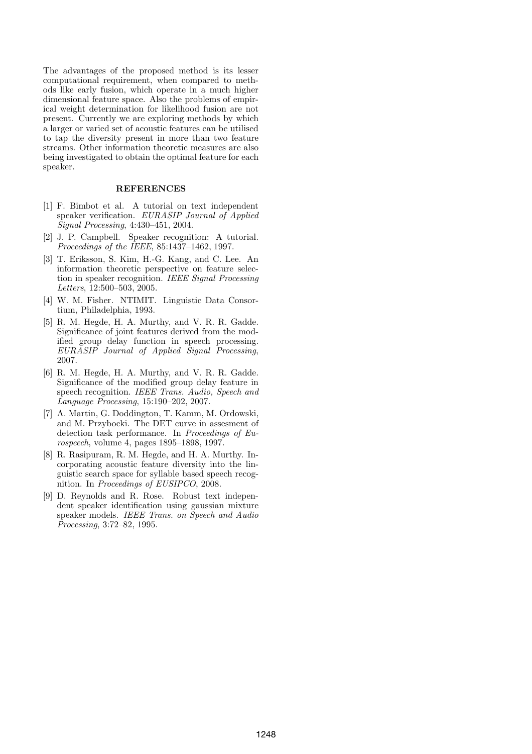The advantages of the proposed method is its lesser computational requirement, when compared to methods like early fusion, which operate in a much higher dimensional feature space. Also the problems of empirical weight determination for likelihood fusion are not present. Currently we are exploring methods by which a larger or varied set of acoustic features can be utilised to tap the diversity present in more than two feature streams. Other information theoretic measures are also being investigated to obtain the optimal feature for each speaker.

## REFERENCES

[1] F. Bimbot et al. A tutorial on text independent speaker verification. *EURASIP Journal of Applied Signal Processing*, 4:430–451, 2004.

[2] J. P. Campbell. Speaker recognition: A tutorial. *Proceedings of the IEEE*, 85:1437–1462, 1997.

[3] T. Eriksson, S. Kim, H.-G. Kang, and C. Lee. An information theoretic perspective on feature selection in speaker recognition. *IEEE Signal Processing Letters*, 12:500–503, 2005.

[4] W. M. Fisher. NTIMIT. Linguistic Data Consortium, Philadelphia, 1993.

[5] R. M. Hegde, H. A. Murthy, and V. R. R. Gadde. Significance of joint features derived from the modified group delay function in speech processing. *EURASIP Journal of Applied Signal Processing*, 2007.

[6] R. M. Hegde, H. A. Murthy, and V. R. R. Gadde. Significance of the modified group delay feature in speech recognition. *IEEE Trans. Audio, Speech and Language Processing*, 15:190–202, 2007.

[7] A. Martin, G. Doddington, T. Kamm, M. Ordowski, and M. Przybocki. The DET curve in assesment of detection task performance. In *Proceedings of Eurospeech*, volume 4, pages 1895–1898, 1997.

[8] R. Rasipuram, R. M. Hegde, and H. A. Murthy. Incorporating acoustic feature diversity into the linguistic search space for syllable based speech recognition. In *Proceedings of EUSIPCO*, 2008.

[9] D. Reynolds and R. Rose. Robust text independent speaker identification using gaussian mixture speaker models. *IEEE Trans. on Speech and Audio Processing*, 3:72–82, 1995.